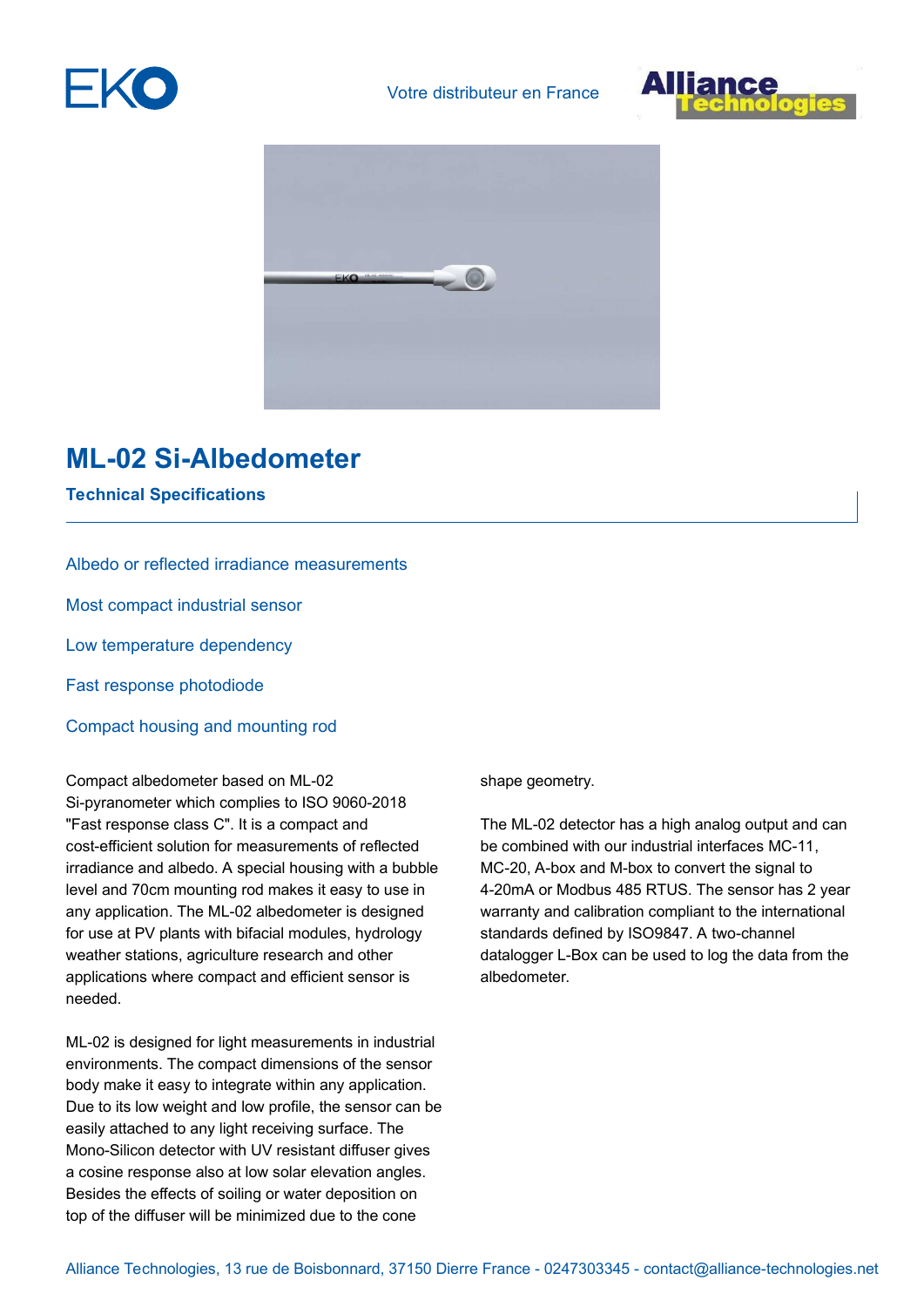Votre distributeur en France

# ML-02 Si-Albedometer

## Technical Specifications

Albedo or reflected irradiance measurements

Most compact industrial sensor

Low temperature dependency

Fast response photodiode

Compact housing and mounting rod

Compact albedometer based on ML-02 Si-pyranometer which complies to ISO 9060-2018 "Fast response class C". It is a compact and cost-efficient solution for measurements of reflected irradiance and albedo. A special housing with a bubble level and 70cm mounting rod makes it easy to use in any application. The ML-02 albedometer is designed for use at PV plants with bifacial modules, hydrology weather stations, agriculture research and other applications where compact and efficient sensor is needed.

ML-02 is designed for light measurements in industrial environments. The compact dimensions of the sensor body make it easy to integrate within any application. Due to its low weight and low profile, the sensor can be easily attached to any light receiving surface. The Mono-Silicon detector with UV resistant diffuser gives a cosine response also at low solar elevation angles. Besides the effects of soiling or water deposition on top of the diffuser will be minimized due to the cone shape geometry.

The ML-02 detector has a high analog output and can be combined with our industrial interfaces MC-11, MC-20, A-box and M-box to convert the signal to 4-20mA or Modbus 485 RTUS. The sensor has 2 year warranty and calibration compliant to the international standards defined by ISO9847. A two-channel datalogger L-Box can be used to log the data from the albedometer.

Alliance Technologies, 13 rue de Boisbonnard, 37150 Dierre France - 0247303345 - contact@alliance-technologies.net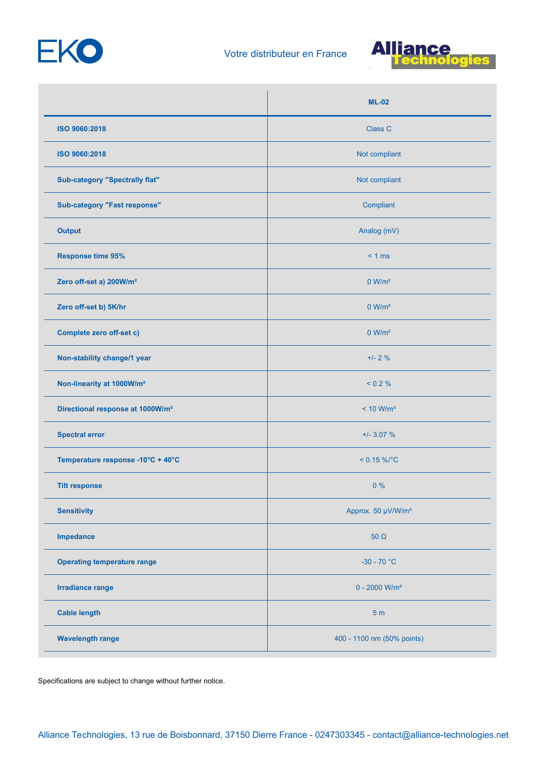Votre distributeur en France

| | ML-02 |
|---|---|
| ISO 9060:2018 | Class C |
| ISO 9060:2018 | Not compliant |
| Sub-category "Spectrally flat" | Not compliant |
| Sub-category "Fast response" | Compliant |
| Output | Analog (mV) |
| Response time 95% | < 1 ms |
| Zero off-set a) 200W/m² | 0 W/m² |
| Zero off-set b) 5K/hr | 0 W/m² |
| Complete zero off-set c) | 0 W/m² |
| Non-stability change/1 year | +/- 2 % |
| Non-linearity at 1000W/m² | < 0.2 % |
| Directional response at 1000W/m² | < 10 W/m² |
| Spectral error | +/- 3.07 % |
| Temperature response -10°C + 40°C | < 0.15 %/°C |
| Tilt response | 0 % |
| Sensitivity | Approx. 50 µV/W/m² |
| Impedance | 50 Ω |
| Operating temperature range | -30 - 70 °C |
| Irradiance range | 0 - 2000 W/m² |
| Cable length | 5 m |
| Wavelength range | 400 - 1100 nm (50% points) |

Specifications are subject to change without further notice.

Alliance Technologies, 13 rue de Boisbonnard, 37150 Dierre France - 0247303345 - contact@alliance-technologies.net